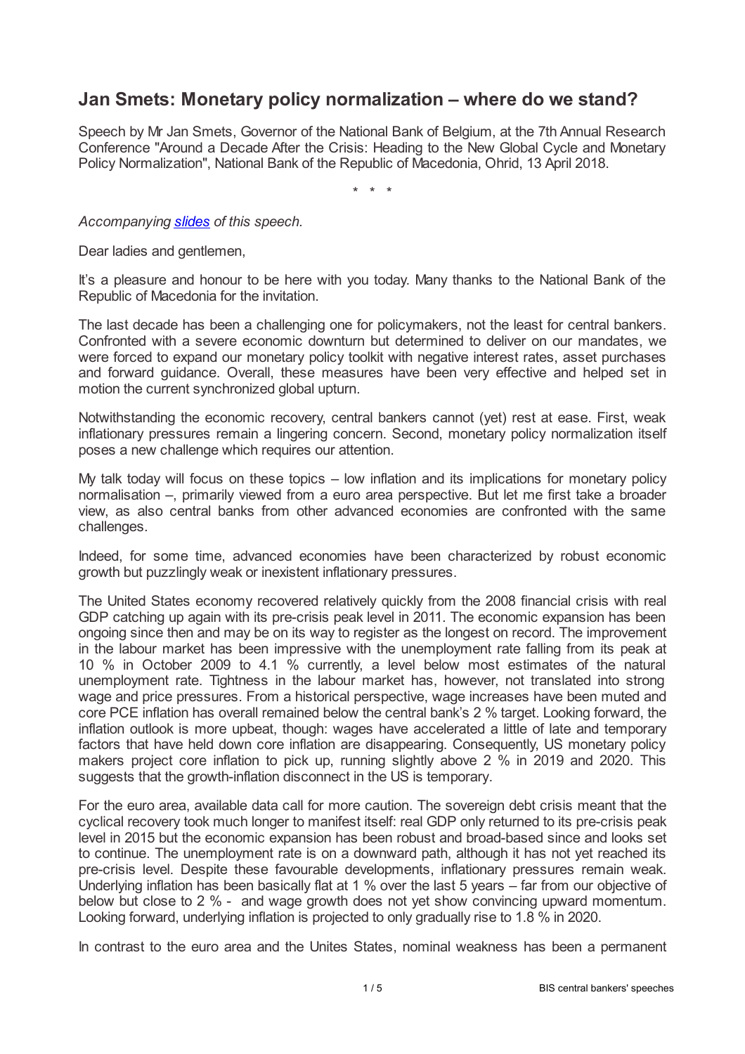# Jan Smets: Monetary policy normalization – where do we stand?

Speech by Mr Jan Smets, Governor of the National Bank of Belgium, at the 7th Annual Research Conference "Around a Decade After the Crisis: Heading to the New Global Cycle and Monetary Policy Normalization", National Bank of the Republic of Macedonia, Ohrid, 13 April 2018.

\* \* \*

*Accompanying [slides](slides) of this speech.*

Dear ladies and gentlemen,

It's a pleasure and honour to be here with you today. Many thanks to the National Bank of the Republic of Macedonia for the invitation.

The last decade has been a challenging one for policymakers, not the least for central bankers. Confronted with a severe economic downturn but determined to deliver on our mandates, we were forced to expand our monetary policy toolkit with negative interest rates, asset purchases and forward guidance. Overall, these measures have been very effective and helped set in motion the current synchronized global upturn.

Notwithstanding the economic recovery, central bankers cannot (yet) rest at ease. First, weak inflationary pressures remain a lingering concern. Second, monetary policy normalization itself poses a new challenge which requires our attention.

My talk today will focus on these topics – low inflation and its implications for monetary policy normalisation –, primarily viewed from a euro area perspective. But let me first take a broader view, as also central banks from other advanced economies are confronted with the same challenges.

Indeed, for some time, advanced economies have been characterized by robust economic growth but puzzlingly weak or inexistent inflationary pressures.

The United States economy recovered relatively quickly from the 2008 financial crisis with real GDP catching up again with its pre-crisis peak level in 2011. The economic expansion has been ongoing since then and may be on its way to register as the longest on record. The improvement in the labour market has been impressive with the unemployment rate falling from its peak at 10 % in October 2009 to 4.1 % currently, a level below most estimates of the natural unemployment rate. Tightness in the labour market has, however, not translated into strong wage and price pressures. From a historical perspective, wage increases have been muted and core PCE inflation has overall remained below the central bank's 2 % target. Looking forward, the inflation outlook is more upbeat, though: wages have accelerated a little of late and temporary factors that have held down core inflation are disappearing. Consequently, US monetary policy makers project core inflation to pick up, running slightly above 2 % in 2019 and 2020. This suggests that the growth-inflation disconnect in the US is temporary.

For the euro area, available data call for more caution. The sovereign debt crisis meant that the cyclical recovery took much longer to manifest itself: real GDP only returned to its pre-crisis peak level in 2015 but the economic expansion has been robust and broad-based since and looks set to continue. The unemployment rate is on a downward path, although it has not yet reached its pre-crisis level. Despite these favourable developments, inflationary pressures remain weak. Underlying inflation has been basically flat at 1 % over the last 5 years – far from our objective of below but close to 2 % - and wage growth does not yet show convincing upward momentum. Looking forward, underlying inflation is projected to only gradually rise to 1.8 % in 2020.

In contrast to the euro area and the Unites States, nominal weakness has been a permanent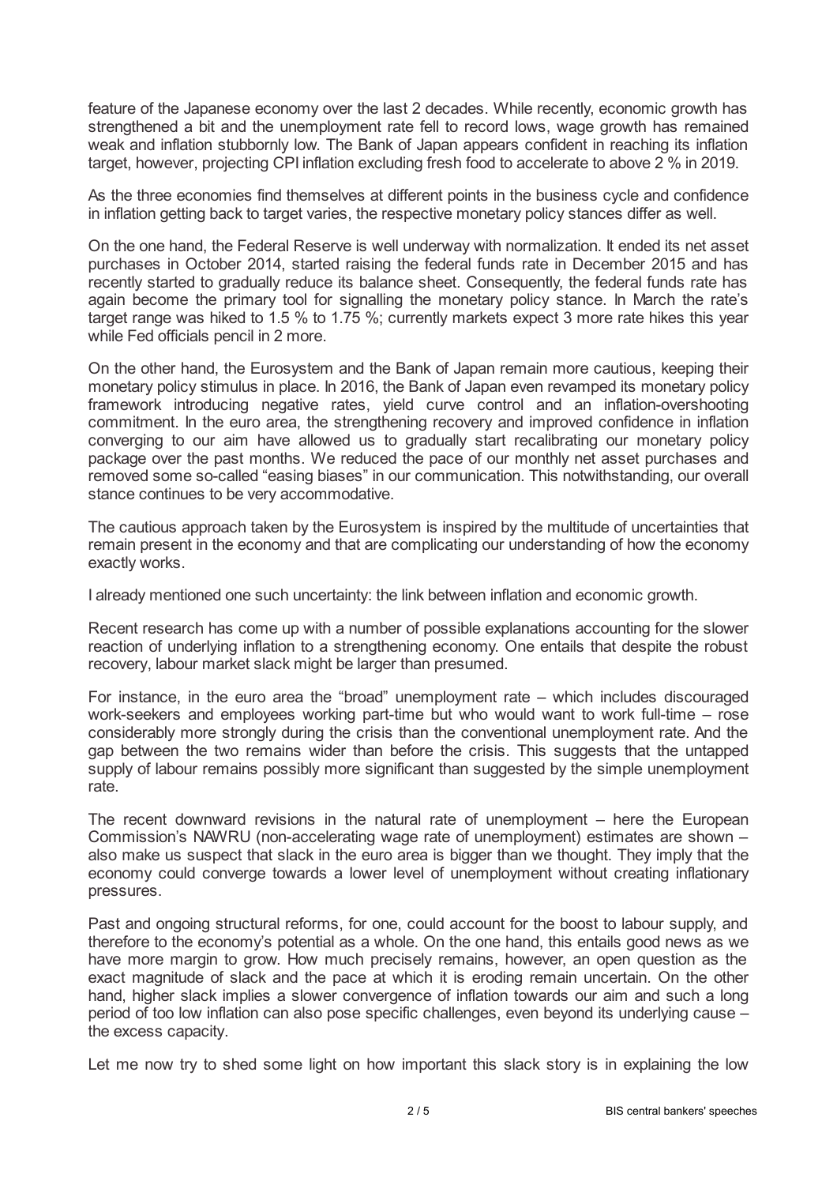feature of the Japanese economy over the last 2 decades. While recently, economic growth has strengthened a bit and the unemployment rate fell to record lows, wage growth has remained weak and inflation stubbornly low. The Bank of Japan appears confident in reaching its inflation target, however, projecting CPI inflation excluding fresh food to accelerate to above 2 % in 2019.

As the three economies find themselves at different points in the business cycle and confidence in inflation getting back to target varies, the respective monetary policy stances differ as well.

On the one hand, the Federal Reserve is well underway with normalization. It ended its net asset purchases in October 2014, started raising the federal funds rate in December 2015 and has recently started to gradually reduce its balance sheet. Consequently, the federal funds rate has again become the primary tool for signalling the monetary policy stance. In March the rate's target range was hiked to 1.5 % to 1.75 %; currently markets expect 3 more rate hikes this year while Fed officials pencil in 2 more.

On the other hand, the Eurosystem and the Bank of Japan remain more cautious, keeping their monetary policy stimulus in place. In 2016, the Bank of Japan even revamped its monetary policy framework introducing negative rates, yield curve control and an inflation-overshooting commitment. In the euro area, the strengthening recovery and improved confidence in inflation converging to our aim have allowed us to gradually start recalibrating our monetary policy package over the past months. We reduced the pace of our monthly net asset purchases and removed some so-called "easing biases" in our communication. This notwithstanding, our overall stance continues to be very accommodative.

The cautious approach taken by the Eurosystem is inspired by the multitude of uncertainties that remain present in the economy and that are complicating our understanding of how the economy exactly works.

I already mentioned one such uncertainty: the link between inflation and economic growth.

Recent research has come up with a number of possible explanations accounting for the slower reaction of underlying inflation to a strengthening economy. One entails that despite the robust recovery, labour market slack might be larger than presumed.

For instance, in the euro area the "broad" unemployment rate – which includes discouraged work-seekers and employees working part-time but who would want to work full-time – rose considerably more strongly during the crisis than the conventional unemployment rate. And the gap between the two remains wider than before the crisis. This suggests that the untapped supply of labour remains possibly more significant than suggested by the simple unemployment rate.

The recent downward revisions in the natural rate of unemployment – here the European Commission's NAWRU (non-accelerating wage rate of unemployment) estimates are shown – also make us suspect that slack in the euro area is bigger than we thought. They imply that the economy could converge towards a lower level of unemployment without creating inflationary pressures.

Past and ongoing structural reforms, for one, could account for the boost to labour supply, and therefore to the economy's potential as a whole. On the one hand, this entails good news as we have more margin to grow. How much precisely remains, however, an open question as the exact magnitude of slack and the pace at which it is eroding remain uncertain. On the other hand, higher slack implies a slower convergence of inflation towards our aim and such a long period of too low inflation can also pose specific challenges, even beyond its underlying cause – the excess capacity.

Let me now try to shed some light on how important this slack story is in explaining the low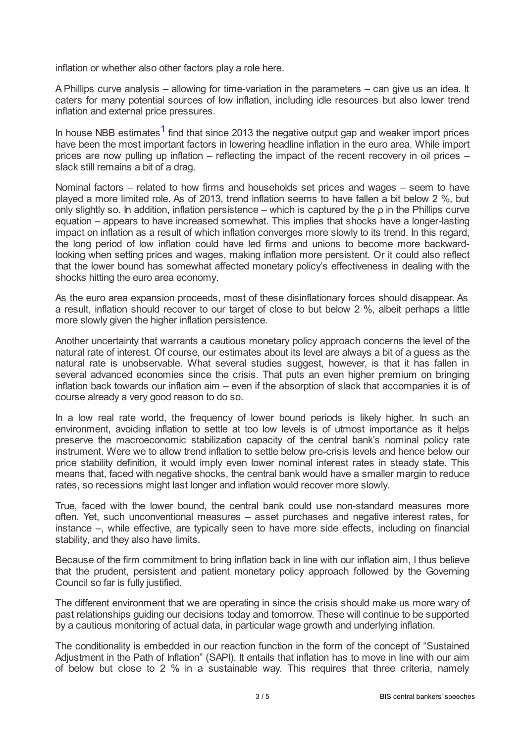inflation or whether also other factors play a role here.

A Phillips curve analysis – allowing for time-variation in the parameters – can give us an idea. It caters for many potential sources of low inflation, including idle resources but also lower trend inflation and external price pressures.

In house NBB estimates[1] find that since 2013 the negative output gap and weaker import prices have been the most important factors in lowering headline inflation in the euro area. While import prices are now pulling up inflation – reflecting the impact of the recent recovery in oil prices – slack still remains a bit of a drag.

Nominal factors – related to how firms and households set prices and wages – seem to have played a more limited role. As of 2013, trend inflation seems to have fallen a bit below 2 %, but only slightly so. In addition, inflation persistence – which is captured by the $\rho$ in the Phillips curve equation – appears to have increased somewhat. This implies that shocks have a longer-lasting impact on inflation as a result of which inflation converges more slowly to its trend. In this regard, the long period of low inflation could have led firms and unions to become more backward-looking when setting prices and wages, making inflation more persistent. Or it could also reflect that the lower bound has somewhat affected monetary policy's effectiveness in dealing with the shocks hitting the euro area economy.

As the euro area expansion proceeds, most of these disinflationary forces should disappear. As a result, inflation should recover to our target of close to but below 2 %, albeit perhaps a little more slowly given the higher inflation persistence.

Another uncertainty that warrants a cautious monetary policy approach concerns the level of the natural rate of interest. Of course, our estimates about its level are always a bit of a guess as the natural rate is unobservable. What several studies suggest, however, is that it has fallen in several advanced economies since the crisis. That puts an even higher premium on bringing inflation back towards our inflation aim – even if the absorption of slack that accompanies it is of course already a very good reason to do so.

In a low real rate world, the frequency of lower bound periods is likely higher. In such an environment, avoiding inflation to settle at too low levels is of utmost importance as it helps preserve the macroeconomic stabilization capacity of the central bank's nominal policy rate instrument. Were we to allow trend inflation to settle below pre-crisis levels and hence below our price stability definition, it would imply even lower nominal interest rates in steady state. This means that, faced with negative shocks, the central bank would have a smaller margin to reduce rates, so recessions might last longer and inflation would recover more slowly.

True, faced with the lower bound, the central bank could use non-standard measures more often. Yet, such unconventional measures – asset purchases and negative interest rates, for instance –, while effective, are typically seen to have more side effects, including on financial stability, and they also have limits.

Because of the firm commitment to bring inflation back in line with our inflation aim, I thus believe that the prudent, persistent and patient monetary policy approach followed by the Governing Council so far is fully justified.

The different environment that we are operating in since the crisis should make us more wary of past relationships guiding our decisions today and tomorrow. These will continue to be supported by a cautious monitoring of actual data, in particular wage growth and underlying inflation.

The conditionality is embedded in our reaction function in the form of the concept of "Sustained Adjustment in the Path of Inflation" (SAPI). It entails that inflation has to move in line with our aim of below but close to 2 % in a sustainable way. This requires that three criteria, namely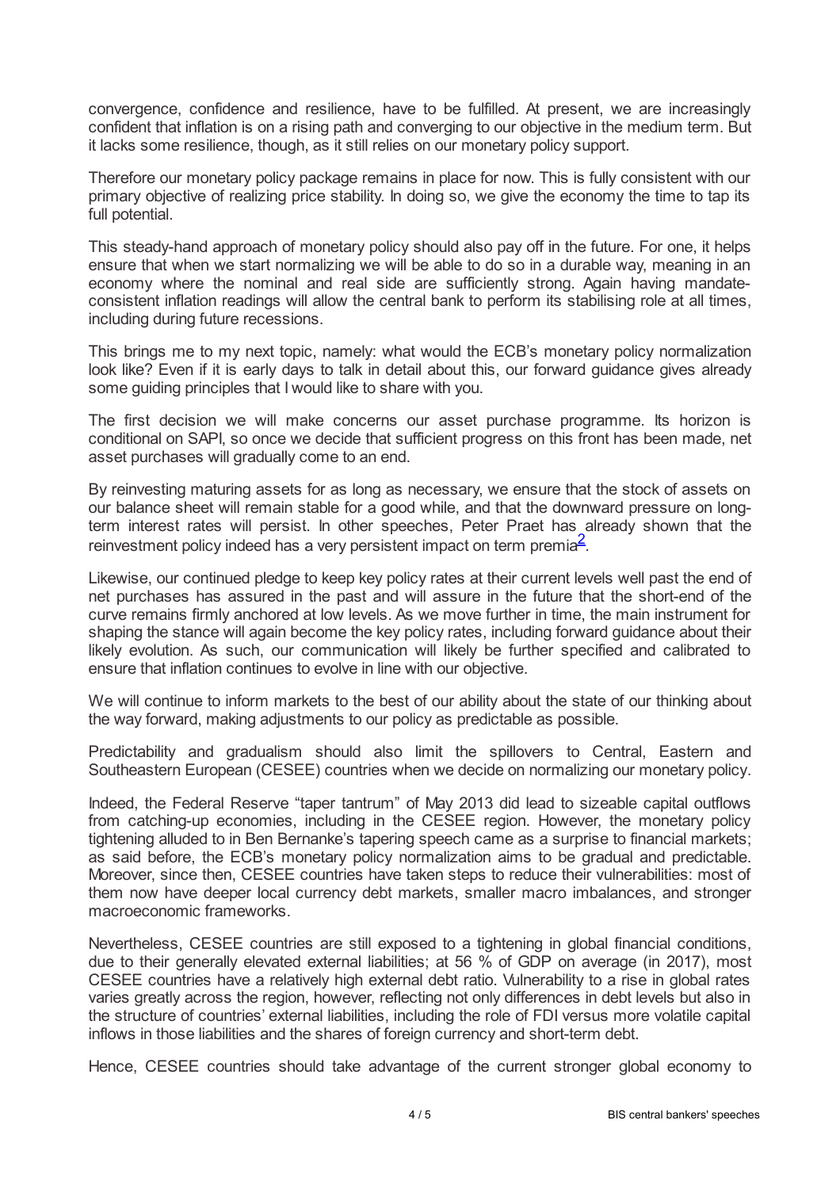convergence, confidence and resilience, have to be fulfilled. At present, we are increasingly confident that inflation is on a rising path and converging to our objective in the medium term. But it lacks some resilience, though, as it still relies on our monetary policy support.

Therefore our monetary policy package remains in place for now. This is fully consistent with our primary objective of realizing price stability. In doing so, we give the economy the time to tap its full potential.

This steady-hand approach of monetary policy should also pay off in the future. For one, it helps ensure that when we start normalizing we will be able to do so in a durable way, meaning in an economy where the nominal and real side are sufficiently strong. Again having mandate-consistent inflation readings will allow the central bank to perform its stabilising role at all times, including during future recessions.

This brings me to my next topic, namely: what would the ECB's monetary policy normalization look like? Even if it is early days to talk in detail about this, our forward guidance gives already some guiding principles that I would like to share with you.

The first decision we will make concerns our asset purchase programme. Its horizon is conditional on SAPI, so once we decide that sufficient progress on this front has been made, net asset purchases will gradually come to an end.

By reinvesting maturing assets for as long as necessary, we ensure that the stock of assets on our balance sheet will remain stable for a good while, and that the downward pressure on long-term interest rates will persist. In other speeches, Peter Praet has already shown that the reinvestment policy indeed has a very persistent impact on term premia[2].

Likewise, our continued pledge to keep key policy rates at their current levels well past the end of net purchases has assured in the past and will assure in the future that the short-end of the curve remains firmly anchored at low levels. As we move further in time, the main instrument for shaping the stance will again become the key policy rates, including forward guidance about their likely evolution. As such, our communication will likely be further specified and calibrated to ensure that inflation continues to evolve in line with our objective.

We will continue to inform markets to the best of our ability about the state of our thinking about the way forward, making adjustments to our policy as predictable as possible.

Predictability and gradualism should also limit the spillovers to Central, Eastern and Southeastern European (CESEE) countries when we decide on normalizing our monetary policy.

Indeed, the Federal Reserve "taper tantrum" of May 2013 did lead to sizeable capital outflows from catching-up economies, including in the CESEE region. However, the monetary policy tightening alluded to in Ben Bernanke's tapering speech came as a surprise to financial markets; as said before, the ECB's monetary policy normalization aims to be gradual and predictable. Moreover, since then, CESEE countries have taken steps to reduce their vulnerabilities: most of them now have deeper local currency debt markets, smaller macro imbalances, and stronger macroeconomic frameworks.

Nevertheless, CESEE countries are still exposed to a tightening in global financial conditions, due to their generally elevated external liabilities; at 56 % of GDP on average (in 2017), most CESEE countries have a relatively high external debt ratio. Vulnerability to a rise in global rates varies greatly across the region, however, reflecting not only differences in debt levels but also in the structure of countries' external liabilities, including the role of FDI versus more volatile capital inflows in those liabilities and the shares of foreign currency and short-term debt.

Hence, CESEE countries should take advantage of the current stronger global economy to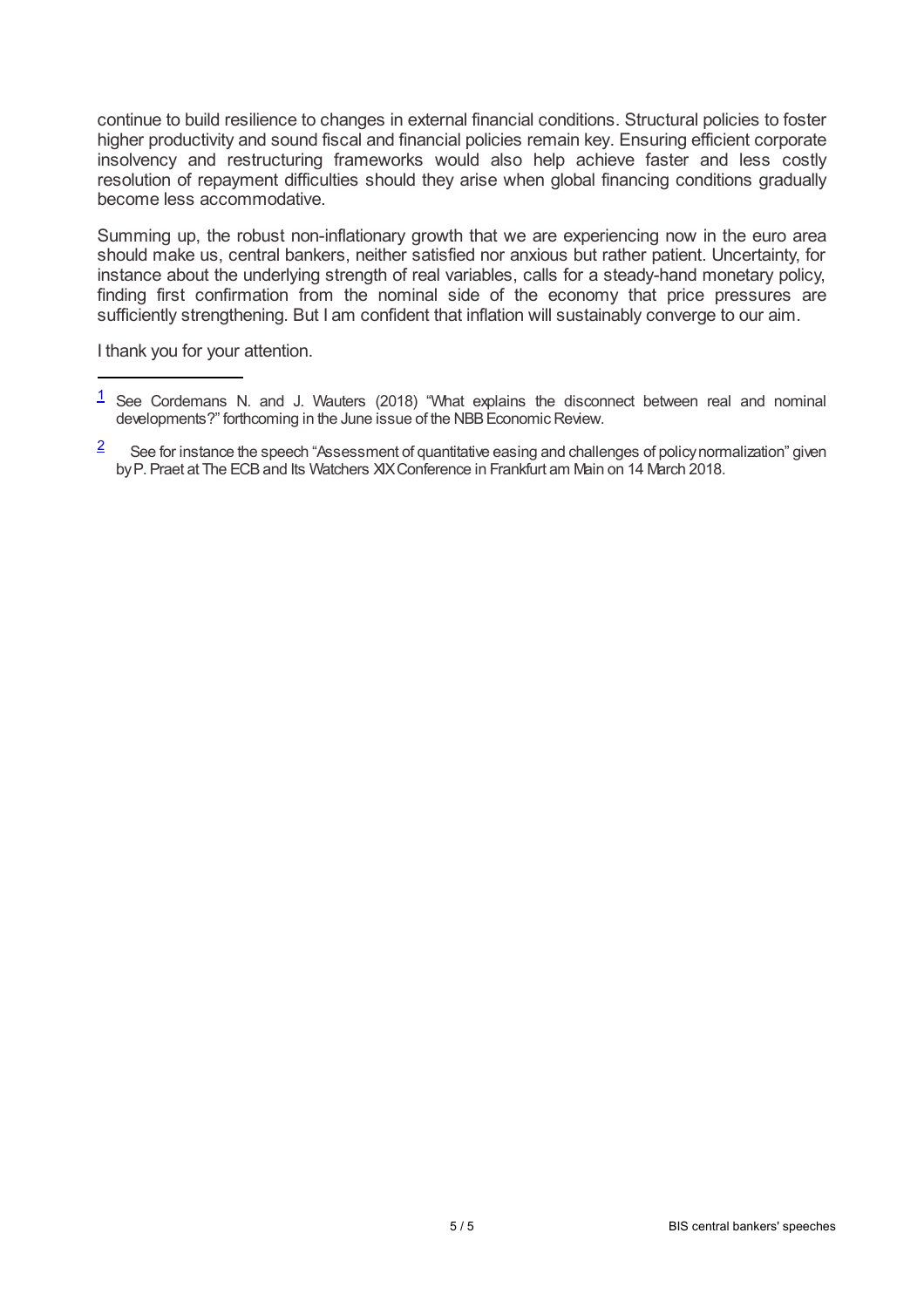continue to build resilience to changes in external financial conditions. Structural policies to foster higher productivity and sound fiscal and financial policies remain key. Ensuring efficient corporate insolvency and restructuring frameworks would also help achieve faster and less costly resolution of repayment difficulties should they arise when global financing conditions gradually become less accommodative.

Summing up, the robust non-inflationary growth that we are experiencing now in the euro area should make us, central bankers, neither satisfied nor anxious but rather patient. Uncertainty, for instance about the underlying strength of real variables, calls for a steady-hand monetary policy, finding first confirmation from the nominal side of the economy that price pressures are sufficiently strengthening. But I am confident that inflation will sustainably converge to our aim.

I thank you for your attention.

---

[1] See Cordemans N. and J. Wauters (2018) "What explains the disconnect between real and nominal developments?" forthcoming in the June issue of the NBB Economic Review.

[2] See for instance the speech "Assessment of quantitative easing and challenges of policy normalization" given by P. Praet at The ECB and Its Watchers XIX Conference in Frankfurt am Main on 14 March 2018.